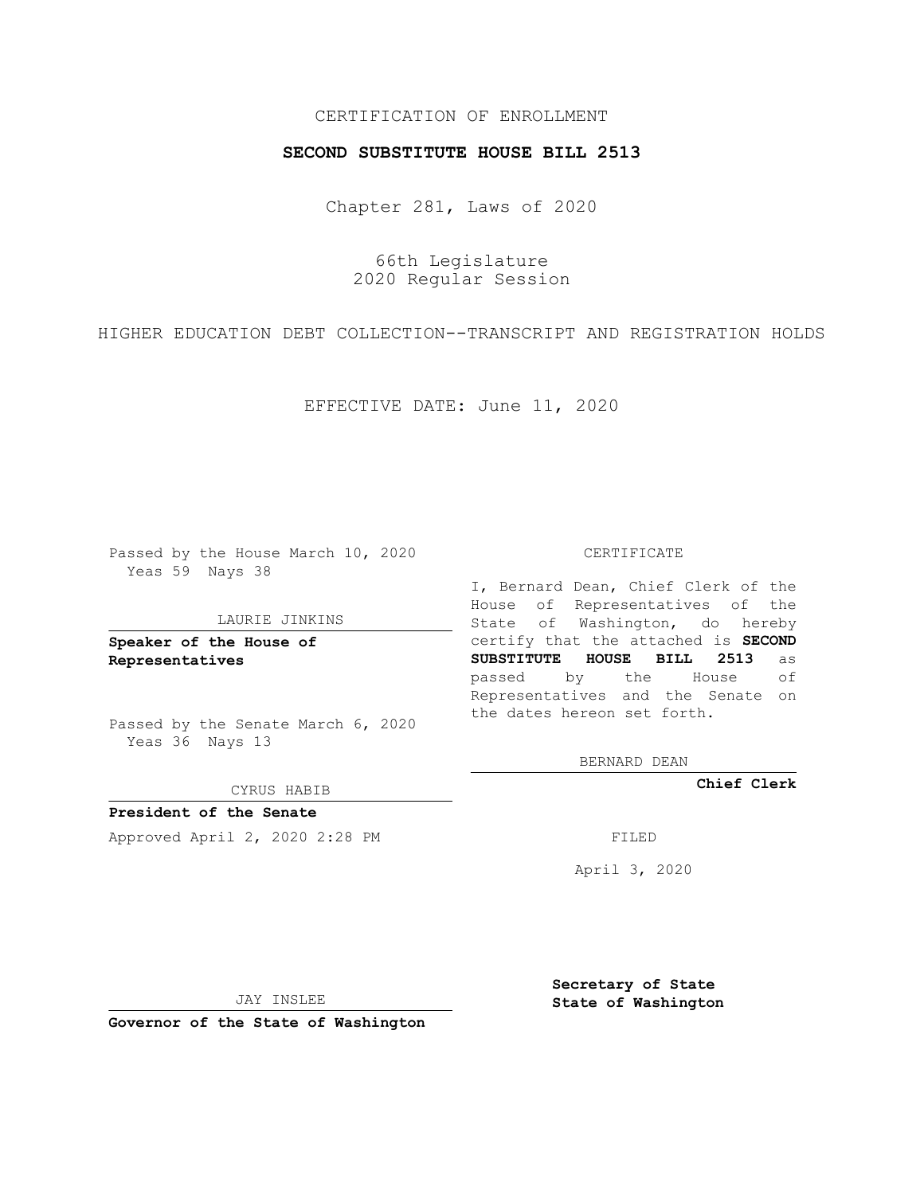CERTIFICATION OF ENROLLMENT

**SECOND SUBSTITUTE HOUSE BILL 2513**

Chapter 281, Laws of 2020

66th Legislature
2020 Regular Session

HIGHER EDUCATION DEBT COLLECTION--TRANSCRIPT AND REGISTRATION HOLDS

EFFECTIVE DATE: June 11, 2020

Passed by the House March 10, 2020
Yeas 59 Nays 38

LAURIE JINKINS

**Speaker of the House of Representatives**

Passed by the Senate March 6, 2020
Yeas 36 Nays 13

CYRUS HABIB

**President of the Senate**

Approved April 2, 2020 2:28 PM

JAY INSLEE

**Governor of the State of Washington**

CERTIFICATE

I, Bernard Dean, Chief Clerk of the House of Representatives of the State of Washington, do hereby certify that the attached is **SECOND SUBSTITUTE HOUSE BILL 2513** as passed by the House of Representatives and the Senate on the dates hereon set forth.

BERNARD DEAN

**Chief Clerk**

FILED

April 3, 2020

**Secretary of State**
**State of Washington**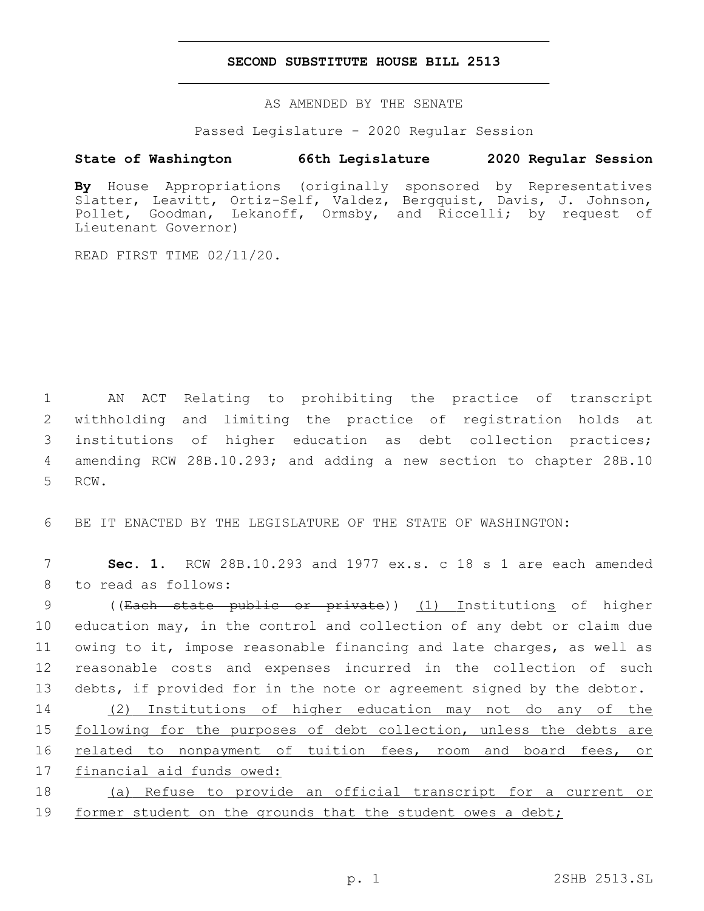# SECOND SUBSTITUTE HOUSE BILL 2513

AS AMENDED BY THE SENATE

Passed Legislature - 2020 Regular Session

**State of Washington 66th Legislature 2020 Regular Session**

**By** House Appropriations (originally sponsored by Representatives Slatter, Leavitt, Ortiz-Self, Valdez, Bergquist, Davis, J. Johnson, Pollet, Goodman, Lekanoff, Ormsby, and Riccelli; by request of Lieutenant Governor)

READ FIRST TIME 02/11/20.

1 AN ACT Relating to prohibiting the practice of transcript 2 withholding and limiting the practice of registration holds at 3 institutions of higher education as debt collection practices; 4 amending RCW 28B.10.293; and adding a new section to chapter 28B.10 5 RCW.

6 BE IT ENACTED BY THE LEGISLATURE OF THE STATE OF WASHINGTON:

7 **Sec. 1.** RCW 28B.10.293 and 1977 ex.s. c 18 s 1 are each amended 8 to read as follows:

9 ((~~Each state public or private~~)) <u>(1) I</u>nstitution<u>s</u> of higher 10 education may, in the control and collection of any debt or claim due 11 owing to it, impose reasonable financing and late charges, as well as 12 reasonable costs and expenses incurred in the collection of such 13 debts, if provided for in the note or agreement signed by the debtor.

14 <u>(2) Institutions of higher education may not do any of the</u> 15 <u>following for the purposes of debt collection, unless the debts are</u> 16 <u>related to nonpayment of tuition fees, room and board fees, or</u> 17 <u>financial aid funds owed:</u>

18 <u>(a) Refuse to provide an official transcript for a current or</u> 19 <u>former student on the grounds that the student owes a debt;</u>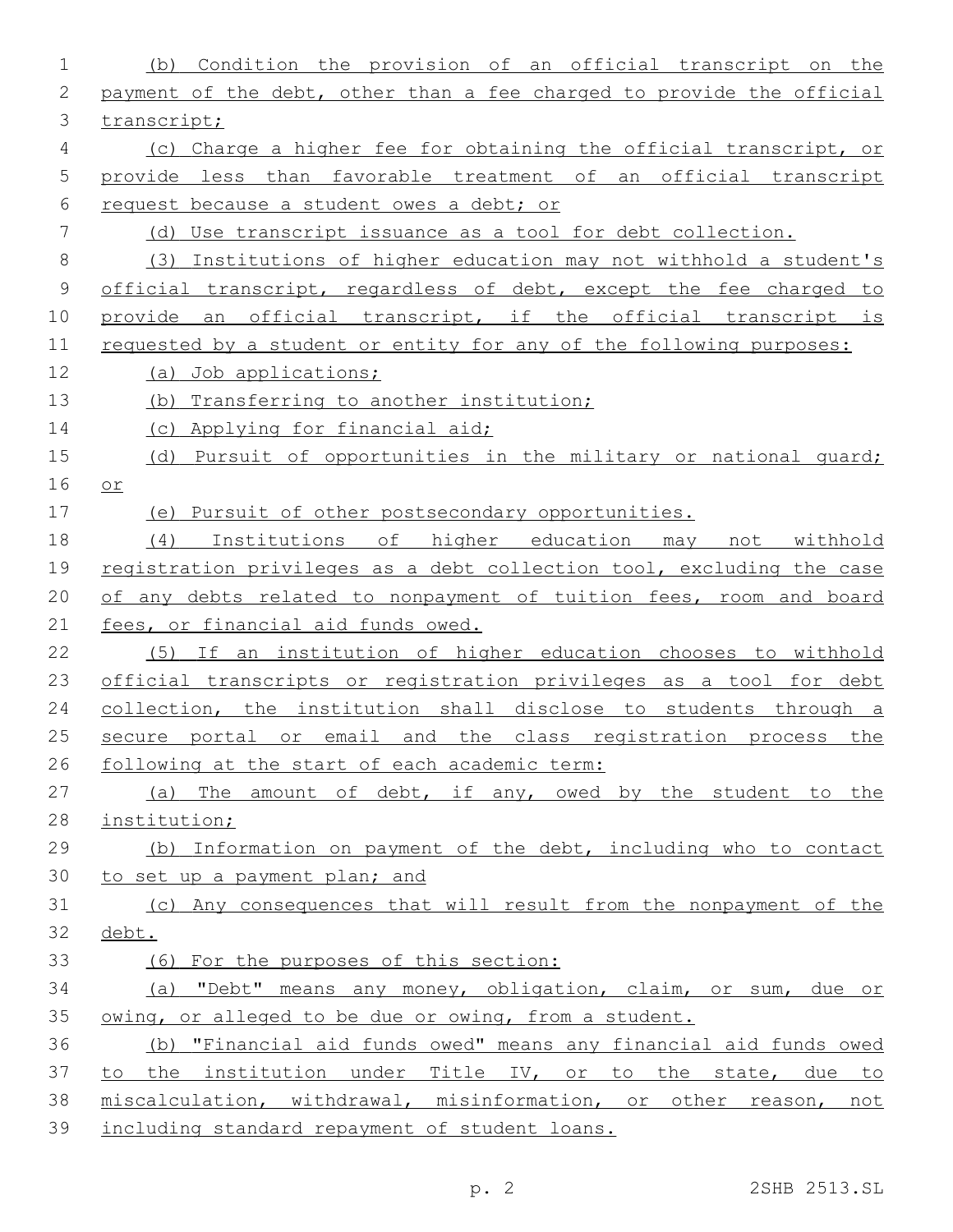(b) Condition the provision of an official transcript on the payment of the debt, other than a fee charged to provide the official transcript;

(c) Charge a higher fee for obtaining the official transcript, or provide less than favorable treatment of an official transcript request because a student owes a debt; or

(d) Use transcript issuance as a tool for debt collection.

(3) Institutions of higher education may not withhold a student's official transcript, regardless of debt, except the fee charged to provide an official transcript, if the official transcript is requested by a student or entity for any of the following purposes:

(a) Job applications;

(b) Transferring to another institution;

(c) Applying for financial aid;

(d) Pursuit of opportunities in the military or national guard; or

(e) Pursuit of other postsecondary opportunities.

(4) Institutions of higher education may not withhold registration privileges as a debt collection tool, excluding the case of any debts related to nonpayment of tuition fees, room and board fees, or financial aid funds owed.

(5) If an institution of higher education chooses to withhold official transcripts or registration privileges as a tool for debt collection, the institution shall disclose to students through a secure portal or email and the class registration process the following at the start of each academic term:

(a) The amount of debt, if any, owed by the student to the institution;

(b) Information on payment of the debt, including who to contact to set up a payment plan; and

(c) Any consequences that will result from the nonpayment of the debt.

(6) For the purposes of this section:

(a) "Debt" means any money, obligation, claim, or sum, due or owing, or alleged to be due or owing, from a student.

(b) "Financial aid funds owed" means any financial aid funds owed to the institution under Title IV, or to the state, due to miscalculation, withdrawal, misinformation, or other reason, not including standard repayment of student loans.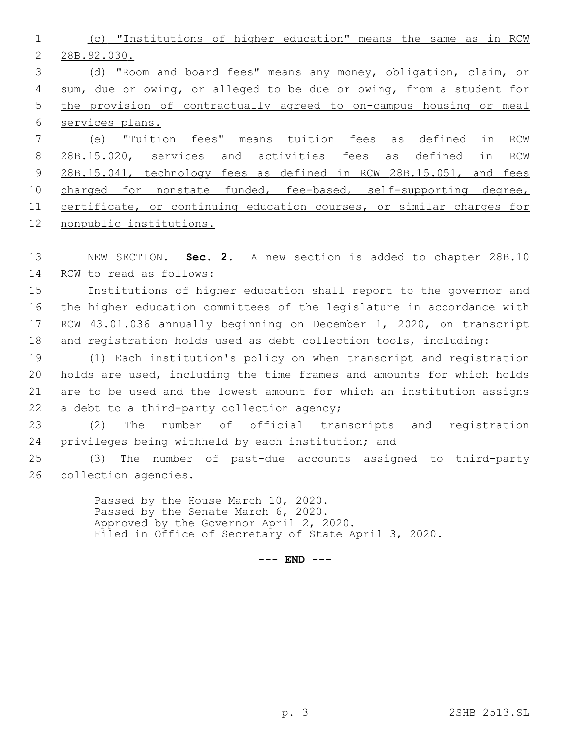(c) "Institutions of higher education" means the same as in RCW 28B.92.030.

(d) "Room and board fees" means any money, obligation, claim, or sum, due or owing, or alleged to be due or owing, from a student for the provision of contractually agreed to on-campus housing or meal services plans.

(e) "Tuition fees" means tuition fees as defined in RCW 28B.15.020, services and activities fees as defined in RCW 28B.15.041, technology fees as defined in RCW 28B.15.051, and fees charged for nonstate funded, fee-based, self-supporting degree, certificate, or continuing education courses, or similar charges for nonpublic institutions.

NEW SECTION. **Sec. 2.** A new section is added to chapter 28B.10 RCW to read as follows:

Institutions of higher education shall report to the governor and the higher education committees of the legislature in accordance with RCW 43.01.036 annually beginning on December 1, 2020, on transcript and registration holds used as debt collection tools, including:

(1) Each institution's policy on when transcript and registration holds are used, including the time frames and amounts for which holds are to be used and the lowest amount for which an institution assigns a debt to a third-party collection agency;

(2) The number of official transcripts and registration privileges being withheld by each institution; and

(3) The number of past-due accounts assigned to third-party collection agencies.

Passed by the House March 10, 2020.
Passed by the Senate March 6, 2020.
Approved by the Governor April 2, 2020.
Filed in Office of Secretary of State April 3, 2020.

**--- END ---**